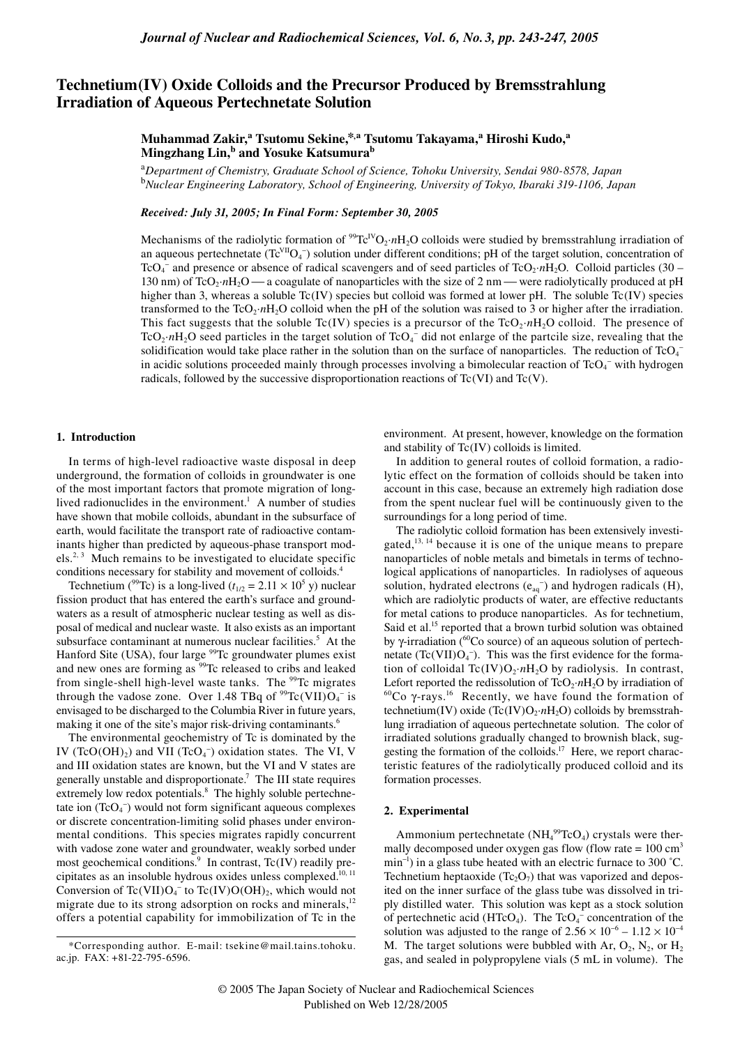# Technetium(IV) Oxide Colloids and the Precursor Produced by Bremsstrahlung Irradiation of Aqueous Pertechnetate Solution

**Muhammad Zakir,[a] Tsutomu Sekine,*[,a] Tsutomu Takayama,[a] Hiroshi Kudo,[a] Mingzhang Lin,[b] and Yosuke Katsumura[b]**

[a]*Department of Chemistry, Graduate School of Science, Tohoku University, Sendai 980-8578, Japan*
[b]*Nuclear Engineering Laboratory, School of Engineering, University of Tokyo, Ibaraki 319-1106, Japan*

***Received: July 31, 2005; In Final Form: September 30, 2005***

Mechanisms of the radiolytic formation of $^{99}Tc^{IV}O_2 \cdot nH_2O$ colloids were studied by bremsstrahlung irradiation of an aqueous pertechnetate ($Tc^{VII}O_4^-$) solution under different conditions; pH of the target solution, concentration of $TcO_4^-$ and presence or absence of radical scavengers and of seed particles of $TcO_2 \cdot nH_2O$. Colloid particles (30 – 130 nm) of $TcO_2 \cdot nH_2O$ — a coagulate of nanoparticles with the size of 2 nm — were radiolytically produced at pH higher than 3, whereas a soluble Tc(IV) species but colloid was formed at lower pH. The soluble Tc(IV) species transformed to the $TcO_2 \cdot nH_2O$ colloid when the pH of the solution was raised to 3 or higher after the irradiation. This fact suggests that the soluble Tc(IV) species is a precursor of the $TcO_2 \cdot nH_2O$ colloid. The presence of $TcO_2 \cdot nH_2O$ seed particles in the target solution of $TcO_4^-$ did not enlarge of the partcile size, revealing that the solidification would take place rather in the solution than on the surface of nanoparticles. The reduction of $TcO_4^-$ in acidic solutions proceeded mainly through processes involving a bimolecular reaction of $TcO_4^-$ with hydrogen radicals, followed by the successive disproportionation reactions of Tc(VI) and Tc(V).

## 1. Introduction

In terms of high-level radioactive waste disposal in deep underground, the formation of colloids in groundwater is one of the most important factors that promote migration of long-lived radionuclides in the environment.[1] A number of studies have shown that mobile colloids, abundant in the subsurface of earth, would facilitate the transport rate of radioactive contaminants higher than predicted by aqueous-phase transport models.[2, 3] Much remains to be investigated to elucidate specific conditions necessary for stability and movement of colloids.[4]

Technetium ($^{99}$Tc) is a long-lived ($t_{1/2} = 2.11 \times 10^5$ y) nuclear fission product that has entered the earth's surface and groundwaters as a result of atmospheric nuclear testing as well as disposal of medical and nuclear waste. It also exists as an important subsurface contaminant at numerous nuclear facilities.[5] At the Hanford Site (USA), four large $^{99}$Tc groundwater plumes exist and new ones are forming as $^{99}$Tc released to cribs and leaked from single-shell high-level waste tanks. The $^{99}$Tc migrates through the vadose zone. Over 1.48 TBq of $^{99}Tc(VII)O_4^-$ is envisaged to be discharged to the Columbia River in future years, making it one of the site's major risk-driving contaminants.[6]

The environmental geochemistry of Tc is dominated by the IV ($TcO(OH)_2$) and VII ($TcO_4^-$) oxidation states. The VI, V and III oxidation states are known, but the VI and V states are generally unstable and disproportionate.[7] The III state requires extremely low redox potentials.[8] The highly soluble pertechnetate ion ($TcO_4^-$) would not form significant aqueous complexes or discrete concentration-limiting solid phases under environmental conditions. This species migrates rapidly concurrent with vadose zone water and groundwater, weakly sorbed under most geochemical conditions.[9] In contrast, Tc(IV) readily precipitates as an insoluble hydrous oxides unless complexed.[10, 11] Conversion of $Tc(VII)O_4^-$ to $Tc(IV)O(OH)_2$, which would not migrate due to its strong adsorption on rocks and minerals,[12] offers a potential capability for immobilization of Tc in the environment. At present, however, knowledge on the formation and stability of Tc(IV) colloids is limited.

In addition to general routes of colloid formation, a radiolytic effect on the formation of colloids should be taken into account in this case, because an extremely high radiation dose from the spent nuclear fuel will be continuously given to the surroundings for a long period of time.

The radiolytic colloid formation has been extensively investigated,[13, 14] because it is one of the unique means to prepare nanoparticles of noble metals and bimetals in terms of technological applications of nanoparticles. In radiolyses of aqueous solution, hydrated electrons ($e_{aq}^-$) and hydrogen radicals (H), which are radiolytic products of water, are effective reductants for metal cations to produce nanoparticles. As for technetium, Said et al.[15] reported that a brown turbid solution was obtained by γ-irradiation ($^{60}$Co source) of an aqueous solution of pertechnetate ($Tc(VII)O_4^-$). This was the first evidence for the formation of colloidal $Tc(IV)O_2 \cdot nH_2O$ by radiolysis. In contrast, Lefort reported the redissolution of $TcO_2 \cdot nH_2O$ by irradiation of $^{60}$Co γ-rays.[16] Recently, we have found the formation of technetium(IV) oxide ($Tc(IV)O_2 \cdot nH_2O$) colloids by bremsstrahlung irradiation of aqueous pertechnetate solution. The color of irradiated solutions gradually changed to brownish black, suggesting the formation of the colloids.[17] Here, we report characteristic features of the radiolytically produced colloid and its formation processes.

## 2. Experimental

Ammonium pertechnetate ($NH_4{}^{99}TcO_4$) crystals were thermally decomposed under oxygen gas flow (flow rate = 100 cm$^3$ min$^{-1}$) in a glass tube heated with an electric furnace to 300 ˚C. Technetium heptaoxide ($Tc_2O_7$) that was vaporized and deposited on the inner surface of the glass tube was dissolved in triply distilled water. This solution was kept as a stock solution of pertechnetic acid ($HTcO_4$). The $TcO_4^-$ concentration of the solution was adjusted to the range of $2.56 \times 10^{-6}$ – $1.12 \times 10^{-4}$ M. The target solutions were bubbled with Ar, $O_2$, $N_2$, or $H_2$ gas, and sealed in polypropylene vials (5 mL in volume). The

*Corresponding author. E-mail: tsekine@mail.tains.tohoku.ac.jp. FAX: +81-22-795-6596.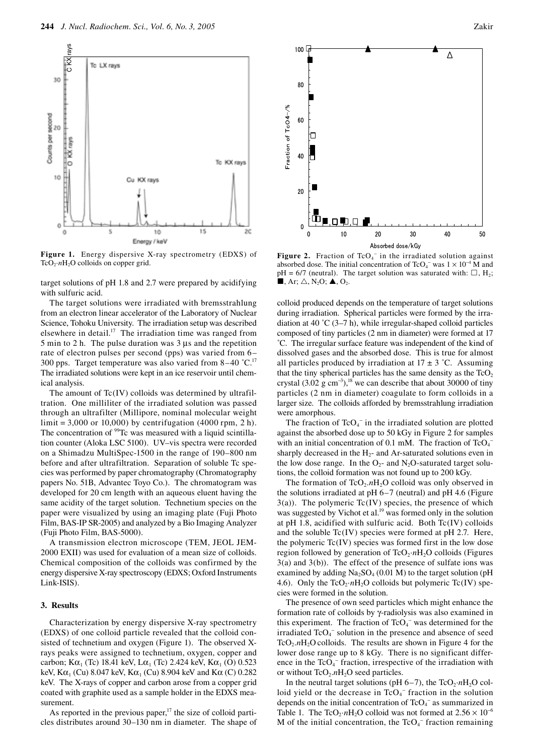Figure 1. Energy dispersive X-ray spectrometry (EDXS) of $TcO_2 \cdot nH_2O$ colloids on copper grid.

Figure 2. Fraction of $TcO_4^-$ in the irradiated solution against absorbed dose. The initial concentration of $TcO_4^-$ was $1 \times 10^{-4}$ M and pH = 6/7 (neutral). The target solution was saturated with: □, $H_2$; ■, Ar; △, $N_2O$; ▲, $O_2$.

target solutions of pH 1.8 and 2.7 were prepared by acidifying with sulfuric acid.

The target solutions were irradiated with bremsstrahlung from an electron linear accelerator of the Laboratory of Nuclear Science, Tohoku University. The irradiation setup was described elsewhere in detail.[17] The irradiation time was ranged from 5 min to 2 h. The pulse duration was 3 μs and the repetition rate of electron pulses per second (pps) was varied from 6–300 pps. Target temperature was also varied from 8–40 ˚C.[17] The irradiated solutions were kept in an ice reservoir until chemical analysis.

The amount of Tc(IV) colloids was determined by ultrafiltration. One milliliter of the irradiated solution was passed through an ultrafilter (Millipore, nominal molecular weight limit = 3,000 or 10,000) by centrifugation (4000 rpm, 2 h). The concentration of $^{99}$Tc was measured with a liquid scintillation counter (Aloka LSC 5100). UV–vis spectra were recorded on a Shimadzu MultiSpec-1500 in the range of 190–800 nm before and after ultrafiltration. Separation of soluble Tc species was performed by paper chromatography (Chromatography papers No. 51B, Advantec Toyo Co.). The chromatogram was developed for 20 cm length with an aqueous eluent having the same acidity of the target solution. Technetium species on the paper were visualized by using an imaging plate (Fuji Photo Film, BAS-IP SR-2005) and analyzed by a Bio Imaging Analyzer (Fuji Photo Film, BAS-5000).

A transmission electron microscope (TEM, JEOL JEM-2000 EXII) was used for evaluation of a mean size of colloids. Chemical composition of the colloids was confirmed by the energy dispersive X-ray spectroscopy (EDXS; Oxford Instruments Link-ISIS).

## 3. Results

Characterization by energy dispersive X-ray spectrometry (EDXS) of one colloid particle revealed that the colloid consisted of technetium and oxygen (Figure 1). The observed X-rays peaks were assigned to technetium, oxygen, copper and carbon; $K\alpha_1$ (Tc) 18.41 keV, $L\alpha_1$ (Tc) 2.424 keV, $K\alpha_1$ (O) 0.523 keV, $K\alpha_1$ (Cu) 8.047 keV, $K\alpha_1$ (Cu) 8.904 keV and $K\alpha$ (C) 0.282 keV. The X-rays of copper and carbon arose from a copper grid coated with graphite used as a sample holder in the EDXS measurement.

As reported in the previous paper,[17] the size of colloid particles distributes around 30–130 nm in diameter. The shape of colloid produced depends on the temperature of target solutions during irradiation. Spherical particles were formed by the irradiation at 40 ˚C (3–7 h), while irregular-shaped colloid particles composed of tiny particles (2 nm in diameter) were formed at 17 ˚C. The irregular surface feature was independent of the kind of dissolved gases and the absorbed dose. This is true for almost all particles produced by irradiation at 17 ± 3 ˚C. Assuming that the tiny spherical particles has the same density as the $TcO_2$ crystal (3.02 g cm$^{-3}$),[18] we can describe that about 30000 of tiny particles (2 nm in diameter) coagulate to form colloids in a larger size. The colloids afforded by bremsstrahlung irradiation were amorphous.

The fraction of $TcO_4^-$ in the irradiated solution are plotted against the absorbed dose up to 50 kGy in Figure 2 for samples with an initial concentration of 0.1 mM. The fraction of $TcO_4^-$ sharply decreased in the $H_2$- and Ar-saturated solutions even in the low dose range. In the $O_2$- and $N_2O$-saturated target solutions, the colloid formation was not found up to 200 kGy.

The formation of $TcO_2.nH_2O$ colloid was only observed in the solutions irradiated at pH 6–7 (neutral) and pH 4.6 (Figure 3(a)). The polymeric Tc(IV) species, the presence of which was suggested by Vichot et al.[19] was formed only in the solution at pH 1.8, acidified with sulfuric acid. Both Tc(IV) colloids and the soluble Tc(IV) species were formed at pH 2.7. Here, the polymeric Tc(IV) species was formed first in the low dose region followed by generation of $TcO_2 \cdot nH_2O$ colloids (Figures 3(a) and 3(b)). The effect of the presence of sulfate ions was examined by adding $Na_2SO_4$ (0.01 M) to the target solution (pH 4.6). Only the $TcO_2 \cdot nH_2O$ colloids but polymeric Tc(IV) species were formed in the solution.

The presence of own seed particles which might enhance the formation rate of colloids by γ-radiolysis was also examined in this experiment. The fraction of $TcO_4^-$ was determined for the irradiated $TcO_4^-$ solution in the presence and absence of seed $TcO_2.nH_2O$ colloids. The results are shown in Figure 4 for the lower dose range up to 8 kGy. There is no significant difference in the $TcO_4^-$ fraction, irrespective of the irradiation with or without $TcO_2.nH_2O$ seed particles.

In the neutral target solutions (pH 6–7), the $TcO_2 \cdot nH_2O$ colloid yield or the decrease in $TcO_4^-$ fraction in the solution depends on the initial concentration of $TcO_4^-$ as summarized in Table 1. The $TcO_2 \cdot nH_2O$ colloid was not formed at $2.56 \times 10^{-6}$ M of the initial concentration, the $TcO_4^-$ fraction remaining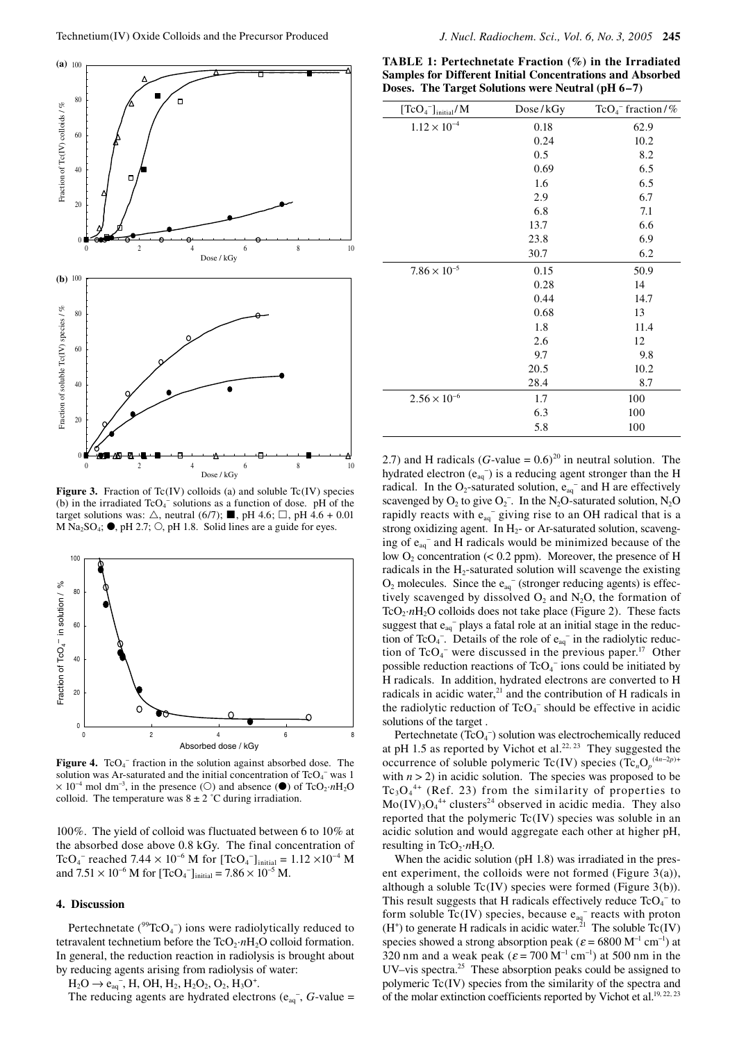**Figure 3.** Fraction of Tc(IV) colloids (a) and soluble Tc(IV) species (b) in the irradiated $TcO_4^-$ solutions as a function of dose. pH of the target solutions was: △, neutral (6/7); ■, pH 4.6; □, pH 4.6 + 0.01 M $Na_2SO_4$; ●, pH 2.7; ○, pH 1.8. Solid lines are a guide for eyes.

**Figure 4.** $TcO_4^-$ fraction in the solution against absorbed dose. The solution was Ar-saturated and the initial concentration of $TcO_4^-$ was $1 \times 10^{-4}$ mol dm$^{-3}$, in the presence (○) and absence (●) of $TcO_2 \cdot nH_2O$ colloid. The temperature was $8 \pm 2$ °C during irradiation.

100%. The yield of colloid was fluctuated between 6 to 10% at the absorbed dose above 0.8 kGy. The final concentration of $TcO_4^-$ reached $7.44 \times 10^{-6}$ M for $[TcO_4^-]_{initial} = 1.12 \times 10^{-4}$ M and $7.51 \times 10^{-6}$ M for $[TcO_4^-]_{initial} = 7.86 \times 10^{-5}$ M.

## 4. Discussion

Pertechnetate ($^{99}TcO_4^-$) ions were radiolytically reduced to tetravalent technetium before the $TcO_2 \cdot nH_2O$ colloid formation. In general, the reduction reaction in radiolysis is brought about by reducing agents arising from radiolysis of water:

$H_2O \rightarrow e_{aq}^-$, H, OH, $H_2$, $H_2O_2$, $O_2$, $H_3O^+$.

The reducing agents are hydrated electrons ($e_{aq}^-$, $G$-value = 2.7) and H radicals ($G$-value = 0.6)[20] in neutral solution. The hydrated electron ($e_{aq}^-$) is a reducing agent stronger than the H radical. In the $O_2$-saturated solution, $e_{aq}^-$ and H are effectively scavenged by $O_2$ to give $O_2^-$. In the $N_2O$-saturated solution, $N_2O$ rapidly reacts with $e_{aq}^-$ giving rise to an OH radical that is a strong oxidizing agent. In $H_2$- or Ar-saturated solution, scavenging of $e_{aq}^-$ and H radicals would be minimized because of the low $O_2$ concentration (< 0.2 ppm). Moreover, the presence of H radicals in the $H_2$-saturated solution will scavenge the existing $O_2$ molecules. Since the $e_{aq}^-$ (stronger reducing agents) is effectively scavenged by dissolved $O_2$ and $N_2O$, the formation of $TcO_2 \cdot nH_2O$ colloids does not take place (Figure 2). These facts suggest that $e_{aq}^-$ plays a fatal role at an initial stage in the reduction of $TcO_4^-$. Details of the role of $e_{aq}^-$ in the radiolytic reduction of $TcO_4^-$ were discussed in the previous paper.[17] Other possible reduction reactions of $TcO_4^-$ ions could be initiated by H radicals. In addition, hydrated electrons are converted to H radicals in acidic water,[21] and the contribution of H radicals in the radiolytic reduction of $TcO_4^-$ should be effective in acidic solutions of the target .

Pertechnetate ($TcO_4^-$) solution was electrochemically reduced at pH 1.5 as reported by Vichot et al.[22, 23] They suggested the occurrence of soluble polymeric Tc(IV) species ($Tc_nO_p^{(4n-2p)+}$ with $n > 2$) in acidic solution. The species was proposed to be $Tc_3O_4^{4+}$ (Ref. 23) from the similarity of properties to $Mo(IV)_3O_4^{4+}$ clusters[24] observed in acidic media. They also reported that the polymeric Tc(IV) species was soluble in an acidic solution and would aggregate each other at higher pH, resulting in $TcO_2 \cdot nH_2O$.

When the acidic solution (pH 1.8) was irradiated in the present experiment, the colloids were not formed (Figure 3(a)), although a soluble Tc(IV) species were formed (Figure 3(b)). This result suggests that H radicals effectively reduce $TcO_4^-$ to form soluble Tc(IV) species, because $e_{aq}^-$ reacts with proton ($H^+$) to generate H radicals in acidic water.[21] The soluble Tc(IV) species showed a strong absorption peak ($\varepsilon = 6800$ M$^{-1}$ cm$^{-1}$) at 320 nm and a weak peak ($\varepsilon = 700$ M$^{-1}$ cm$^{-1}$) at 500 nm in the UV–vis spectra.[25] These absorption peaks could be assigned to polymeric Tc(IV) species from the similarity of the spectra and of the molar extinction coefficients reported by Vichot et al.[19, 22, 23]

**TABLE 1: Pertechnetate Fraction (%) in the Irradiated Samples for Different Initial Concentrations and Absorbed Doses. The Target Solutions were Neutral (pH 6–7)**

| $[TcO_4^-]_{initial}$/M | Dose/kGy | $TcO_4^-$ fraction/% |
|---|---|---|
| $1.12 \times 10^{-4}$ | 0.18 | 62.9 |
| | 0.24 | 10.2 |
| | 0.5 | 8.2 |
| | 0.69 | 6.5 |
| | 1.6 | 6.5 |
| | 2.9 | 6.7 |
| | 6.8 | 7.1 |
| | 13.7 | 6.6 |
| | 23.8 | 6.9 |
| | 30.7 | 6.2 |
| $7.86 \times 10^{-5}$ | 0.15 | 50.9 |
| | 0.28 | 14 |
| | 0.44 | 14.7 |
| | 0.68 | 13 |
| | 1.8 | 11.4 |
| | 2.6 | 12 |
| | 9.7 | 9.8 |
| | 20.5 | 10.2 |
| | 28.4 | 8.7 |
| $2.56 \times 10^{-6}$ | 1.7 | 100 |
| | 6.3 | 100 |
| | 5.8 | 100 |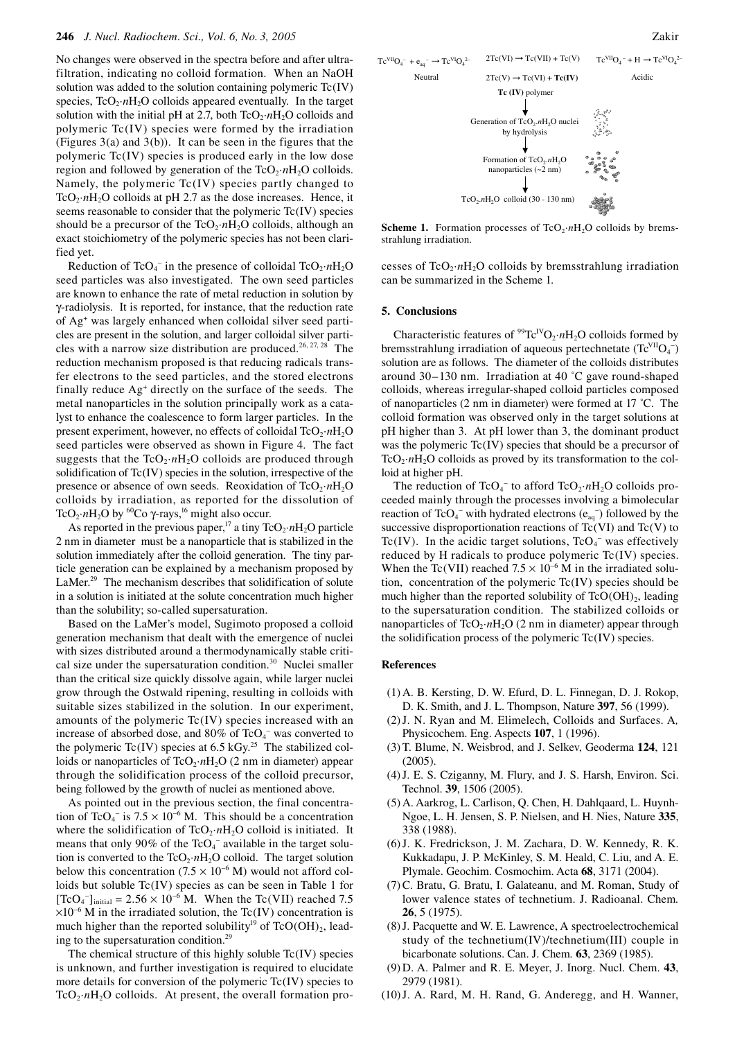No changes were observed in the spectra before and after ultrafiltration, indicating no colloid formation. When an NaOH solution was added to the solution containing polymeric Tc(IV) species, $TcO_2 \cdot nH_2O$ colloids appeared eventually. In the target solution with the initial pH at 2.7, both $TcO_2 \cdot nH_2O$ colloids and polymeric Tc(IV) species were formed by the irradiation (Figures 3(a) and 3(b)). It can be seen in the figures that the polymeric Tc(IV) species is produced early in the low dose region and followed by generation of the $TcO_2 \cdot nH_2O$ colloids. Namely, the polymeric Tc(IV) species partly changed to $TcO_2 \cdot nH_2O$ colloids at pH 2.7 as the dose increases. Hence, it seems reasonable to consider that the polymeric Tc(IV) species should be a precursor of the $TcO_2 \cdot nH_2O$ colloids, although an exact stoichiometry of the polymeric species has not been clarified yet.

Reduction of $TcO_4^-$ in the presence of colloidal $TcO_2 \cdot nH_2O$ seed particles was also investigated. The own seed particles are known to enhance the rate of metal reduction in solution by γ-radiolysis. It is reported, for instance, that the reduction rate of $Ag^+$ was largely enhanced when colloidal silver seed particles are present in the solution, and larger colloidal silver particles with a narrow size distribution are produced.[26, 27, 28] The reduction mechanism proposed is that reducing radicals transfer electrons to the seed particles, and the stored electrons finally reduce $Ag^+$ directly on the surface of the seeds. The metal nanoparticles in the solution principally work as a catalyst to enhance the coalescence to form larger particles. In the present experiment, however, no effects of colloidal $TcO_2 \cdot nH_2O$ seed particles were observed as shown in Figure 4. The fact suggests that the $TcO_2 \cdot nH_2O$ colloids are produced through solidification of Tc(IV) species in the solution, irrespective of the presence or absence of own seeds. Reoxidation of $TcO_2 \cdot nH_2O$ colloids by irradiation, as reported for the dissolution of $TcO_2 \cdot nH_2O$ by $^{60}Co$ γ-rays,[16] might also occur.

As reported in the previous paper,[17] a tiny $TcO_2 \cdot nH_2O$ particle 2 nm in diameter must be a nanoparticle that is stabilized in the solution immediately after the colloid generation. The tiny particle generation can be explained by a mechanism proposed by LaMer.[29] The mechanism describes that solidification of solute in a solution is initiated at the solute concentration much higher than the solubility; so-called supersaturation.

Based on the LaMer's model, Sugimoto proposed a colloid generation mechanism that dealt with the emergence of nuclei with sizes distributed around a thermodynamically stable critical size under the supersaturation condition.[30] Nuclei smaller than the critical size quickly dissolve again, while larger nuclei grow through the Ostwald ripening, resulting in colloids with suitable sizes stabilized in the solution. In our experiment, amounts of the polymeric Tc(IV) species increased with an increase of absorbed dose, and 80% of $TcO_4^-$ was converted to the polymeric Tc(IV) species at 6.5 kGy.[25] The stabilized colloids or nanoparticles of $TcO_2 \cdot nH_2O$ (2 nm in diameter) appear through the solidification process of the colloid precursor, being followed by the growth of nuclei as mentioned above.

As pointed out in the previous section, the final concentration of $TcO_4^-$ is $7.5 \times 10^{-6}$ M. This should be a concentration where the solidification of $TcO_2 \cdot nH_2O$ colloid is initiated. It means that only 90% of the $TcO_4^-$ available in the target solution is converted to the $TcO_2 \cdot nH_2O$ colloid. The target solution below this concentration ($7.5 \times 10^{-6}$ M) would not afford colloids but soluble Tc(IV) species as can be seen in Table 1 for $[TcO_4^-]_{initial} = 2.56 \times 10^{-6}$ M. When the Tc(VII) reached $7.5 \times 10^{-6}$ M in the irradiated solution, the Tc(IV) concentration is much higher than the reported solubility[19] of $TcO(OH)_2$, leading to the supersaturation condition.[29]

The chemical structure of this highly soluble Tc(IV) species is unknown, and further investigation is required to elucidate more details for conversion of the polymeric Tc(IV) species to $TcO_2 \cdot nH_2O$ colloids. At present, the overall formation processes of $TcO_2 \cdot nH_2O$ colloids by bremsstrahlung irradiation can be summarized in the Scheme 1.

$Tc^{VII}O_4^- + e_{aq}^- \rightarrow Tc^{VI}O_4^{2-}$ (Neutral) 　 $2Tc(VI) \rightarrow Tc(VII) + Tc(V)$; $2Tc(V) \rightarrow Tc(VI) + \mathbf{Tc(IV)}$ 　 $Tc^{VII}O_4^- + H \rightarrow Tc^{VI}O_4^{2-}$ (Acidic)

**Tc (IV)** polymer
↓
Generation of $TcO_2 \cdot nH_2O$ nuclei by hydrolysis
↓
Formation of $TcO_2 \cdot nH_2O$ nanoparticles (~2 nm)
↓
$TcO_2 \cdot nH_2O$ colloid (30 - 130 nm)

**Scheme 1.** Formation processes of $TcO_2 \cdot nH_2O$ colloids by bremsstrahlung irradiation.

## 5. Conclusions

Characteristic features of $^{99}Tc^{IV}O_2 \cdot nH_2O$ colloids formed by bremsstrahlung irradiation of aqueous pertechnetate ($Tc^{VII}O_4^-$) solution are as follows. The diameter of the colloids distributes around 30–130 nm. Irradiation at 40 ˚C gave round-shaped colloids, whereas irregular-shaped colloid particles composed of nanoparticles (2 nm in diameter) were formed at 17 ˚C. The colloid formation was observed only in the target solutions at pH higher than 3. At pH lower than 3, the dominant product was the polymeric Tc(IV) species that should be a precursor of $TcO_2 \cdot nH_2O$ colloids as proved by its transformation to the colloid at higher pH.

The reduction of $TcO_4^-$ to afford $TcO_2 \cdot nH_2O$ colloids proceeded mainly through the processes involving a bimolecular reaction of $TcO_4^-$ with hydrated electrons ($e_{aq}^-$) followed by the successive disproportionation reactions of Tc(VI) and Tc(V) to Tc(IV). In the acidic target solutions, $TcO_4^-$ was effectively reduced by H radicals to produce polymeric Tc(IV) species. When the Tc(VII) reached $7.5 \times 10^{-6}$ M in the irradiated solution, concentration of the polymeric Tc(IV) species should be much higher than the reported solubility of $TcO(OH)_2$, leading to the supersaturation condition. The stabilized colloids or nanoparticles of $TcO_2 \cdot nH_2O$ (2 nm in diameter) appear through the solidification process of the polymeric Tc(IV) species.

## References

(1) A. B. Kersting, D. W. Efurd, D. L. Finnegan, D. J. Rokop, D. K. Smith, and J. L. Thompson, Nature **397**, 56 (1999).
(2) J. N. Ryan and M. Elimelech, Colloids and Surfaces. A, Physicochem. Eng. Aspects **107**, 1 (1996).
(3) T. Blume, N. Weisbrod, and J. Selkev, Geoderma **124**, 121 (2005).
(4) J. E. S. Cziganny, M. Flury, and J. S. Harsh, Environ. Sci. Technol. **39**, 1506 (2005).
(5) A. Aarkrog, L. Carlison, Q. Chen, H. Dahlqaard, L. Huynh-Ngoe, L. H. Jensen, S. P. Nielsen, and H. Nies, Nature **335**, 338 (1988).
(6) J. K. Fredrickson, J. M. Zachara, D. W. Kennedy, R. K. Kukkadapu, J. P. McKinley, S. M. Heald, C. Liu, and A. E. Plymale. Geochim. Cosmochim. Acta **68**, 3171 (2004).
(7) C. Bratu, G. Bratu, I. Galateanu, and M. Roman, Study of lower valence states of technetium. J. Radioanal. Chem. **26**, 5 (1975).
(8) J. Pacquette and W. E. Lawrence, A spectroelectrochemical study of the technetium(IV)/technetium(III) couple in bicarbonate solutions. Can. J. Chem. **63**, 2369 (1985).
(9) D. A. Palmer and R. E. Meyer, J. Inorg. Nucl. Chem. **43**, 2979 (1981).
(10) J. A. Rard, M. H. Rand, G. Anderegg, and H. Wanner,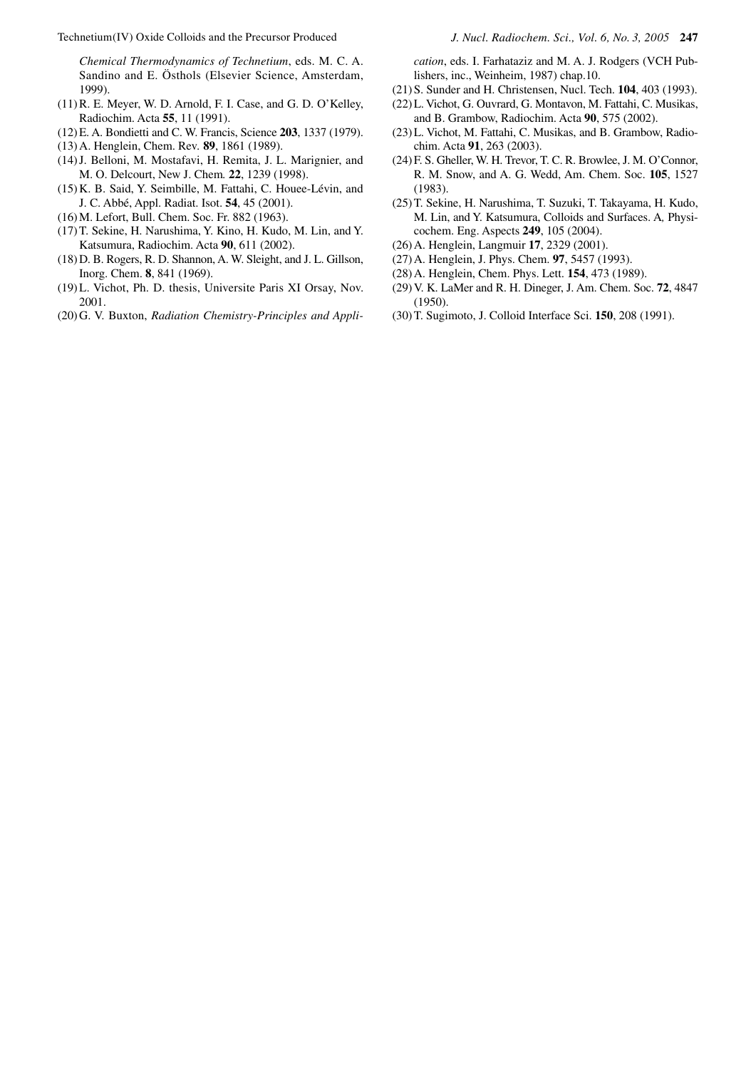*Chemical Thermodynamics of Technetium*, eds. M. C. A. Sandino and E. Östhols (Elsevier Science, Amsterdam, 1999).

(11) R. E. Meyer, W. D. Arnold, F. I. Case, and G. D. O'Kelley, Radiochim. Acta **55**, 11 (1991).

(12) E. A. Bondietti and C. W. Francis, Science **203**, 1337 (1979).

(13) A. Henglein, Chem. Rev. **89**, 1861 (1989).

(14) J. Belloni, M. Mostafavi, H. Remita, J. L. Marignier, and M. O. Delcourt, New J. Chem. **22**, 1239 (1998).

(15) K. B. Said, Y. Seimbille, M. Fattahi, C. Houee-Lévin, and J. C. Abbé, Appl. Radiat. Isot. **54**, 45 (2001).

(16) M. Lefort, Bull. Chem. Soc. Fr. 882 (1963).

(17) T. Sekine, H. Narushima, Y. Kino, H. Kudo, M. Lin, and Y. Katsumura, Radiochim. Acta **90**, 611 (2002).

(18) D. B. Rogers, R. D. Shannon, A. W. Sleight, and J. L. Gillson, Inorg. Chem. **8**, 841 (1969).

(19) L. Vichot, Ph. D. thesis, Universite Paris XI Orsay, Nov. 2001.

(20) G. V. Buxton, *Radiation Chemistry-Principles and Application*, eds. I. Farhataziz and M. A. J. Rodgers (VCH Publishers, inc., Weinheim, 1987) chap.10.

(21) S. Sunder and H. Christensen, Nucl. Tech. **104**, 403 (1993).

(22) L. Vichot, G. Ouvrard, G. Montavon, M. Fattahi, C. Musikas, and B. Grambow, Radiochim. Acta **90**, 575 (2002).

(23) L. Vichot, M. Fattahi, C. Musikas, and B. Grambow, Radiochim. Acta **91**, 263 (2003).

(24) F. S. Gheller, W. H. Trevor, T. C. R. Browlee, J. M. O'Connor, R. M. Snow, and A. G. Wedd, Am. Chem. Soc. **105**, 1527 (1983).

(25) T. Sekine, H. Narushima, T. Suzuki, T. Takayama, H. Kudo, M. Lin, and Y. Katsumura, Colloids and Surfaces. A, Physicochem. Eng. Aspects **249**, 105 (2004).

(26) A. Henglein, Langmuir **17**, 2329 (2001).

(27) A. Henglein, J. Phys. Chem. **97**, 5457 (1993).

(28) A. Henglein, Chem. Phys. Lett. **154**, 473 (1989).

(29) V. K. LaMer and R. H. Dineger, J. Am. Chem. Soc. **72**, 4847 (1950).

(30) T. Sugimoto, J. Colloid Interface Sci. **150**, 208 (1991).